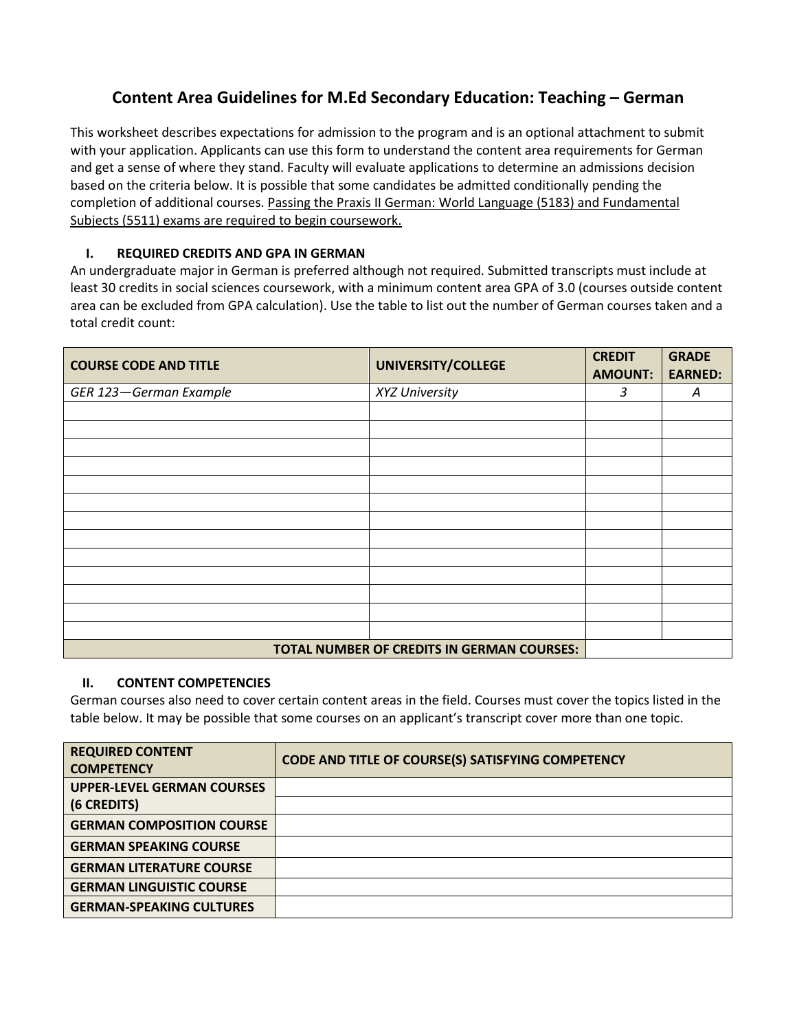# Content Area Guidelines for M.Ed Secondary Education: Teaching – German

This worksheet describes expectations for admission to the program and is an optional attachment to submit with your application. Applicants can use this form to understand the content area requirements for German and get a sense of where they stand. Faculty will evaluate applications to determine an admissions decision based on the criteria below. It is possible that some candidates be admitted conditionally pending the completion of additional courses. <u>Passing the Praxis II German: World Language (5183) and Fundamental Subjects (5511) exams are required to begin coursework.</u>

## I. REQUIRED CREDITS AND GPA IN GERMAN

An undergraduate major in German is preferred although not required. Submitted transcripts must include at least 30 credits in social sciences coursework, with a minimum content area GPA of 3.0 (courses outside content area can be excluded from GPA calculation). Use the table to list out the number of German courses taken and a total credit count:

| COURSE CODE AND TITLE | UNIVERSITY/COLLEGE | CREDIT AMOUNT: | GRADE EARNED: |
|---|---|---|---|
| *GER 123—German Example* | *XYZ University* | *3* | *A* |
| | | | |
| | | | |
| | | | |
| | | | |
| | | | |
| | | | |
| | | | |
| | | | |
| | | | |
| | | | |
| | | | |
| | | | |
| | | | |
| **TOTAL NUMBER OF CREDITS IN GERMAN COURSES:** | | | |

## II. CONTENT COMPETENCIES

German courses also need to cover certain content areas in the field. Courses must cover the topics listed in the table below. It may be possible that some courses on an applicant's transcript cover more than one topic.

| REQUIRED CONTENT COMPETENCY | CODE AND TITLE OF COURSE(S) SATISFYING COMPETENCY |
|---|---|
| **UPPER-LEVEL GERMAN COURSES (6 CREDITS)** | |
| | |
| **GERMAN COMPOSITION COURSE** | |
| **GERMAN SPEAKING COURSE** | |
| **GERMAN LITERATURE COURSE** | |
| **GERMAN LINGUISTIC COURSE** | |
| **GERMAN-SPEAKING CULTURES** | |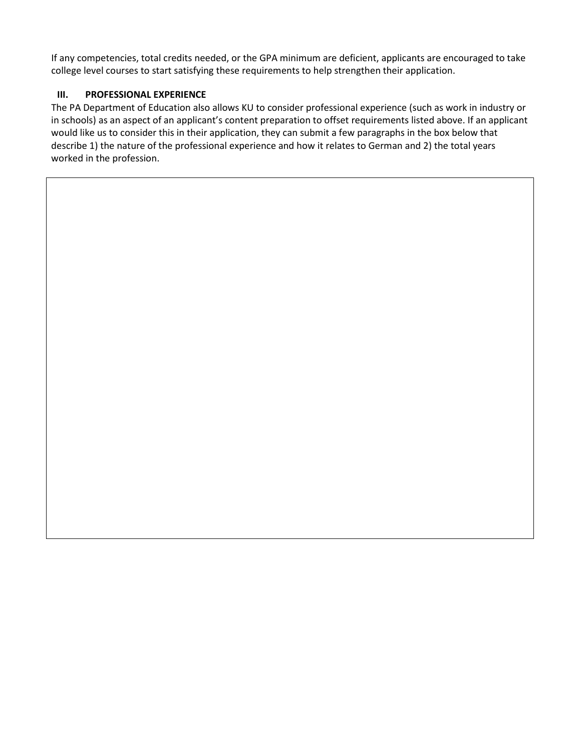If any competencies, total credits needed, or the GPA minimum are deficient, applicants are encouraged to take college level courses to start satisfying these requirements to help strengthen their application.

### III. PROFESSIONAL EXPERIENCE

The PA Department of Education also allows KU to consider professional experience (such as work in industry or in schools) as an aspect of an applicant's content preparation to offset requirements listed above. If an applicant would like us to consider this in their application, they can submit a few paragraphs in the box below that describe 1) the nature of the professional experience and how it relates to German and 2) the total years worked in the profession.